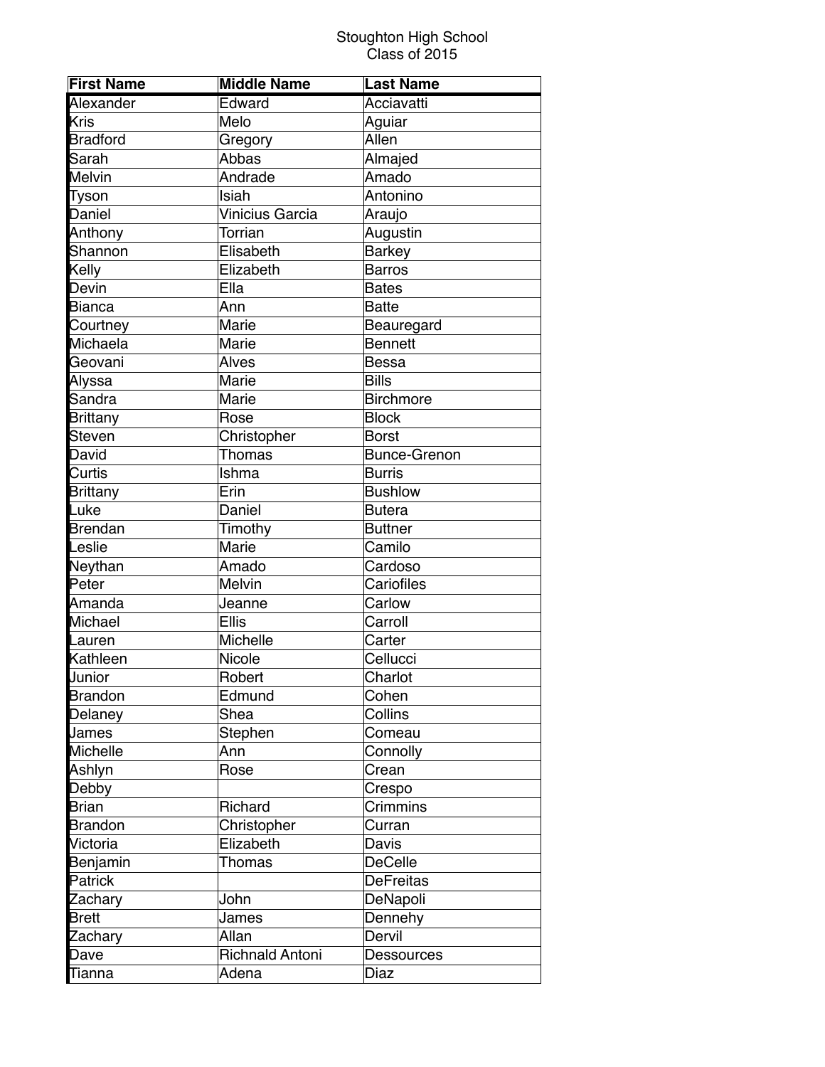Stoughton High School
Class of 2015

| First Name | Middle Name | Last Name |
|---|---|---|
| Alexander | Edward | Acciavatti |
| Kris | Melo | Aguiar |
| Bradford | Gregory | Allen |
| Sarah | Abbas | Almajed |
| Melvin | Andrade | Amado |
| Tyson | Isiah | Antonino |
| Daniel | Vinicius Garcia | Araujo |
| Anthony | Torrian | Augustin |
| Shannon | Elisabeth | Barkey |
| Kelly | Elizabeth | Barros |
| Devin | Ella | Bates |
| Bianca | Ann | Batte |
| Courtney | Marie | Beauregard |
| Michaela | Marie | Bennett |
| Geovani | Alves | Bessa |
| Alyssa | Marie | Bills |
| Sandra | Marie | Birchmore |
| Brittany | Rose | Block |
| Steven | Christopher | Borst |
| David | Thomas | Bunce-Grenon |
| Curtis | Ishma | Burris |
| Brittany | Erin | Bushlow |
| Luke | Daniel | Butera |
| Brendan | Timothy | Buttner |
| Leslie | Marie | Camilo |
| Neythan | Amado | Cardoso |
| Peter | Melvin | Cariofiles |
| Amanda | Jeanne | Carlow |
| Michael | Ellis | Carroll |
| Lauren | Michelle | Carter |
| Kathleen | Nicole | Cellucci |
| Junior | Robert | Charlot |
| Brandon | Edmund | Cohen |
| Delaney | Shea | Collins |
| James | Stephen | Comeau |
| Michelle | Ann | Connolly |
| Ashlyn | Rose | Crean |
| Debby | | Crespo |
| Brian | Richard | Crimmins |
| Brandon | Christopher | Curran |
| Victoria | Elizabeth | Davis |
| Benjamin | Thomas | DeCelle |
| Patrick | | DeFreitas |
| Zachary | John | DeNapoli |
| Brett | James | Dennehy |
| Zachary | Allan | Dervil |
| Dave | Richnald Antoni | Dessources |
| Tianna | Adena | Diaz |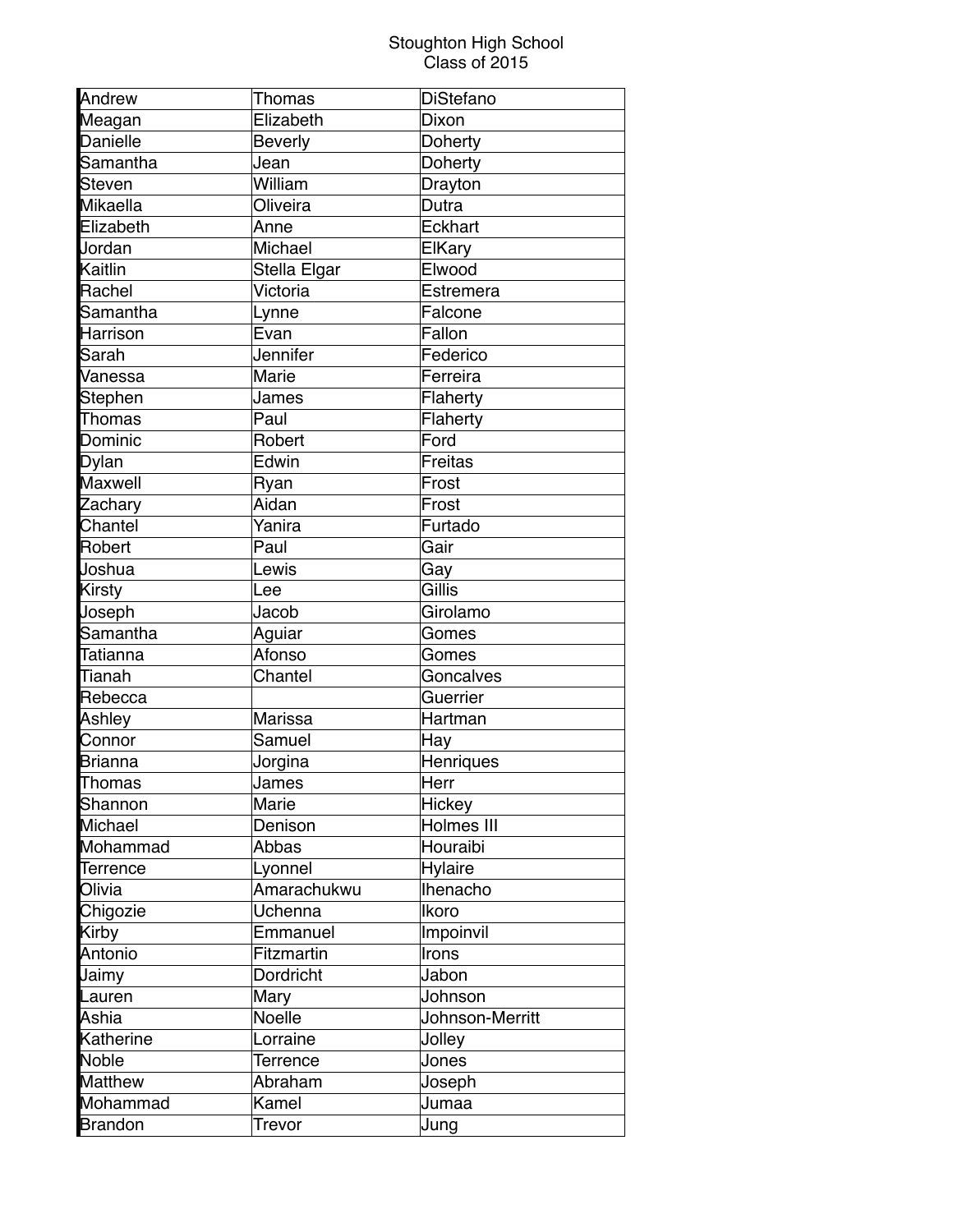Stoughton High School
Class of 2015

| | | |
|---|---|---|
| Andrew | Thomas | DiStefano |
| Meagan | Elizabeth | Dixon |
| Danielle | Beverly | Doherty |
| Samantha | Jean | Doherty |
| Steven | William | Drayton |
| Mikaella | Oliveira | Dutra |
| Elizabeth | Anne | Eckhart |
| Jordan | Michael | ElKary |
| Kaitlin | Stella Elgar | Elwood |
| Rachel | Victoria | Estremera |
| Samantha | Lynne | Falcone |
| Harrison | Evan | Fallon |
| Sarah | Jennifer | Federico |
| Vanessa | Marie | Ferreira |
| Stephen | James | Flaherty |
| Thomas | Paul | Flaherty |
| Dominic | Robert | Ford |
| Dylan | Edwin | Freitas |
| Maxwell | Ryan | Frost |
| Zachary | Aidan | Frost |
| Chantel | Yanira | Furtado |
| Robert | Paul | Gair |
| Joshua | Lewis | Gay |
| Kirsty | Lee | Gillis |
| Joseph | Jacob | Girolamo |
| Samantha | Aguiar | Gomes |
| Tatianna | Afonso | Gomes |
| Tianah | Chantel | Goncalves |
| Rebecca | | Guerrier |
| Ashley | Marissa | Hartman |
| Connor | Samuel | Hay |
| Brianna | Jorgina | Henriques |
| Thomas | James | Herr |
| Shannon | Marie | Hickey |
| Michael | Denison | Holmes III |
| Mohammad | Abbas | Houraibi |
| Terrence | Lyonnel | Hylaire |
| Olivia | Amarachukwu | Ihenacho |
| Chigozie | Uchenna | Ikoro |
| Kirby | Emmanuel | Impoinvil |
| Antonio | Fitzmartin | Irons |
| Jaimy | Dordricht | Jabon |
| Lauren | Mary | Johnson |
| Ashia | Noelle | Johnson-Merritt |
| Katherine | Lorraine | Jolley |
| Noble | Terrence | Jones |
| Matthew | Abraham | Joseph |
| Mohammad | Kamel | Jumaa |
| Brandon | Trevor | Jung |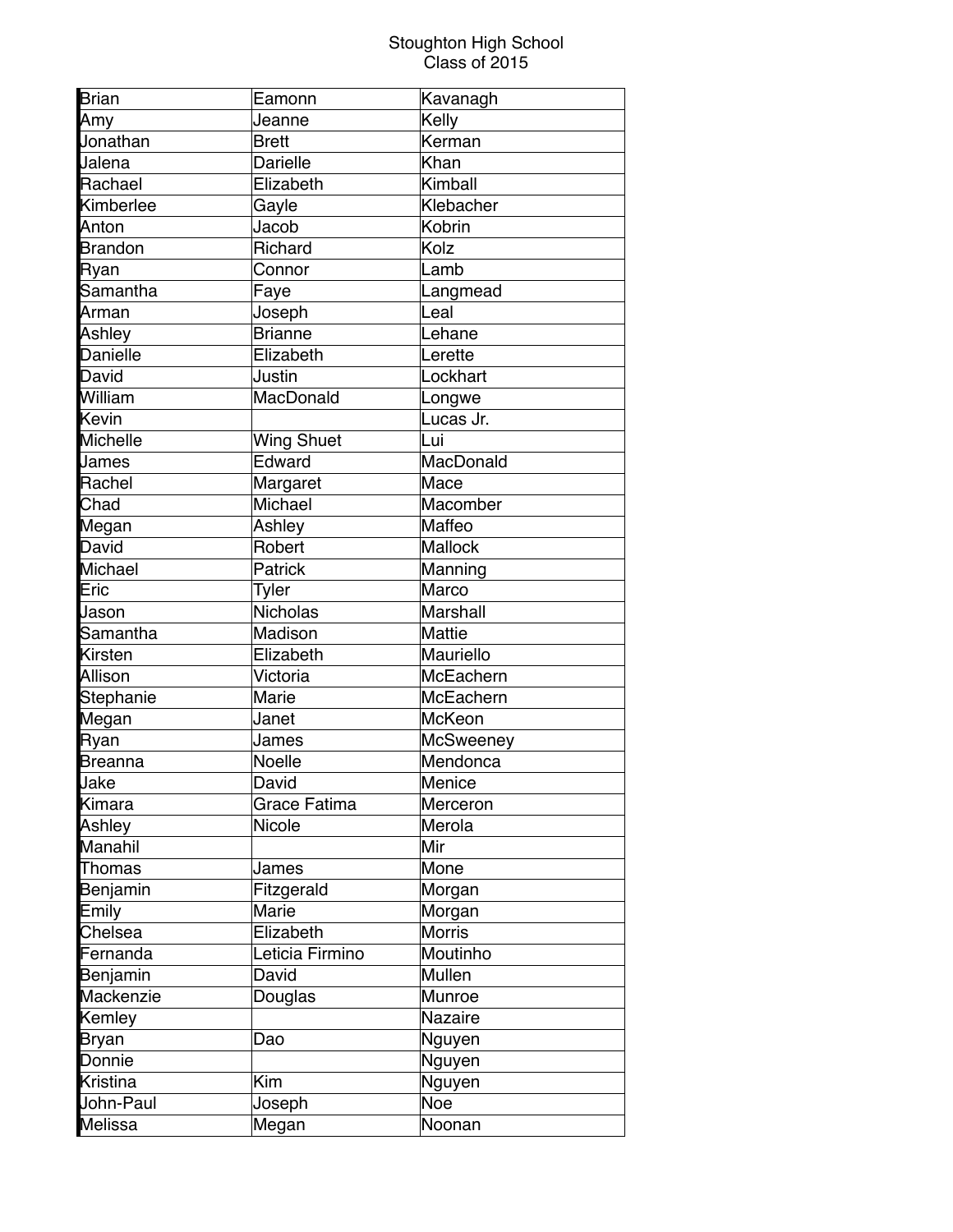Stoughton High School
Class of 2015

| | | |
|---|---|---|
| Brian | Eamonn | Kavanagh |
| Amy | Jeanne | Kelly |
| Jonathan | Brett | Kerman |
| Jalena | Darielle | Khan |
| Rachael | Elizabeth | Kimball |
| Kimberlee | Gayle | Klebacher |
| Anton | Jacob | Kobrin |
| Brandon | Richard | Kolz |
| Ryan | Connor | Lamb |
| Samantha | Faye | Langmead |
| Arman | Joseph | Leal |
| Ashley | Brianne | Lehane |
| Danielle | Elizabeth | Lerette |
| David | Justin | Lockhart |
| William | MacDonald | Longwe |
| Kevin | | Lucas Jr. |
| Michelle | Wing Shuet | Lui |
| James | Edward | MacDonald |
| Rachel | Margaret | Mace |
| Chad | Michael | Macomber |
| Megan | Ashley | Maffeo |
| David | Robert | Mallock |
| Michael | Patrick | Manning |
| Eric | Tyler | Marco |
| Jason | Nicholas | Marshall |
| Samantha | Madison | Mattie |
| Kirsten | Elizabeth | Mauriello |
| Allison | Victoria | McEachern |
| Stephanie | Marie | McEachern |
| Megan | Janet | McKeon |
| Ryan | James | McSweeney |
| Breanna | Noelle | Mendonca |
| Jake | David | Menice |
| Kimara | Grace Fatima | Merceron |
| Ashley | Nicole | Merola |
| Manahil | | Mir |
| Thomas | James | Mone |
| Benjamin | Fitzgerald | Morgan |
| Emily | Marie | Morgan |
| Chelsea | Elizabeth | Morris |
| Fernanda | Leticia Firmino | Moutinho |
| Benjamin | David | Mullen |
| Mackenzie | Douglas | Munroe |
| Kemley | | Nazaire |
| Bryan | Dao | Nguyen |
| Donnie | | Nguyen |
| Kristina | Kim | Nguyen |
| John-Paul | Joseph | Noe |
| Melissa | Megan | Noonan |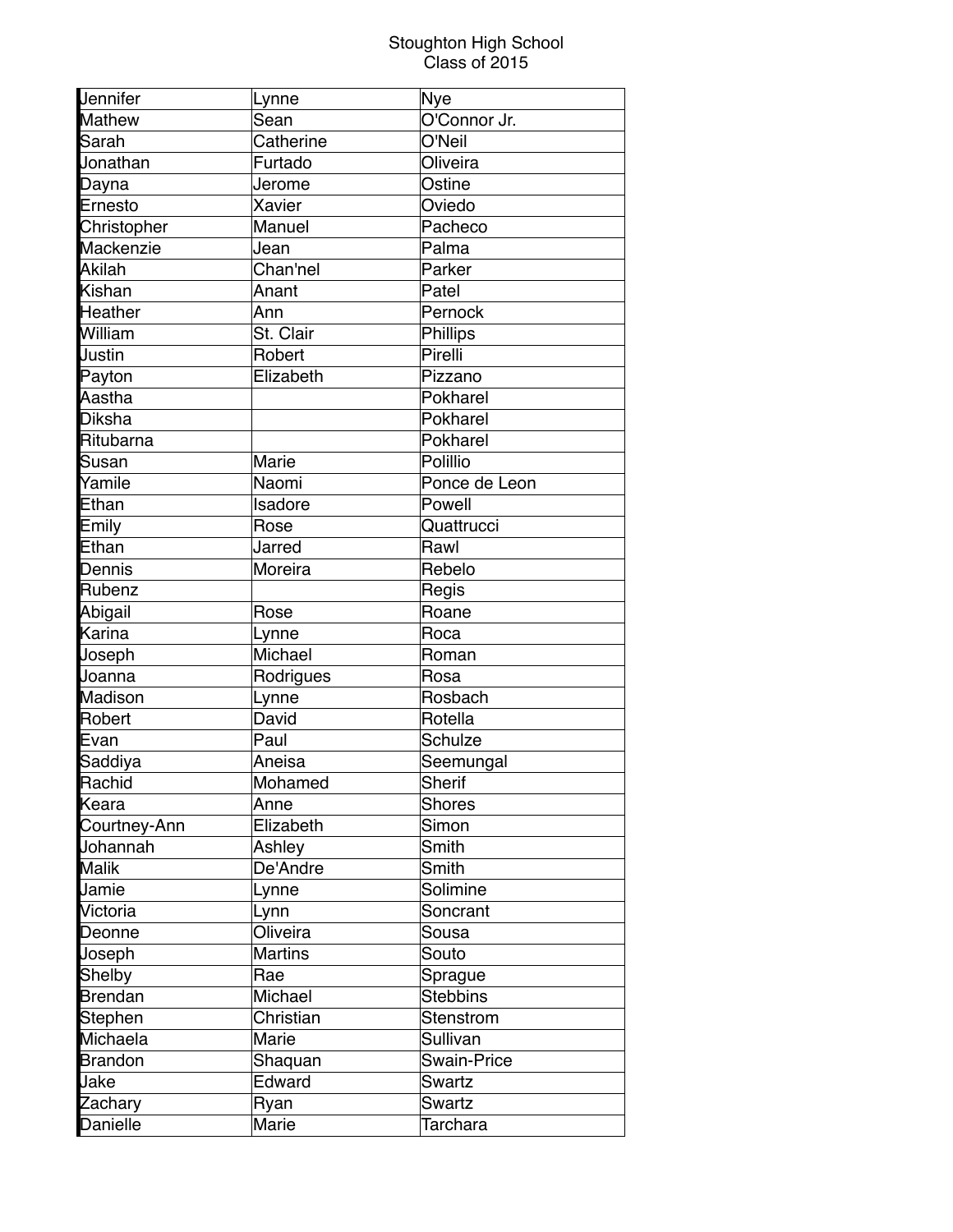Stoughton High School
Class of 2015

| | | |
|---|---|---|
| Jennifer | Lynne | Nye |
| Mathew | Sean | O'Connor Jr. |
| Sarah | Catherine | O'Neil |
| Jonathan | Furtado | Oliveira |
| Dayna | Jerome | Ostine |
| Ernesto | Xavier | Oviedo |
| Christopher | Manuel | Pacheco |
| Mackenzie | Jean | Palma |
| Akilah | Chan'nel | Parker |
| Kishan | Anant | Patel |
| Heather | Ann | Pernock |
| William | St. Clair | Phillips |
| Justin | Robert | Pirelli |
| Payton | Elizabeth | Pizzano |
| Aastha | | Pokharel |
| Diksha | | Pokharel |
| Ritubarna | | Pokharel |
| Susan | Marie | Polillio |
| Yamile | Naomi | Ponce de Leon |
| Ethan | Isadore | Powell |
| Emily | Rose | Quattrucci |
| Ethan | Jarred | Rawl |
| Dennis | Moreira | Rebelo |
| Rubenz | | Regis |
| Abigail | Rose | Roane |
| Karina | Lynne | Roca |
| Joseph | Michael | Roman |
| Joanna | Rodrigues | Rosa |
| Madison | Lynne | Rosbach |
| Robert | David | Rotella |
| Evan | Paul | Schulze |
| Saddiya | Aneisa | Seemungal |
| Rachid | Mohamed | Sherif |
| Keara | Anne | Shores |
| Courtney-Ann | Elizabeth | Simon |
| Johannah | Ashley | Smith |
| Malik | De'Andre | Smith |
| Jamie | Lynne | Solimine |
| Victoria | Lynn | Soncrant |
| Deonne | Oliveira | Sousa |
| Joseph | Martins | Souto |
| Shelby | Rae | Sprague |
| Brendan | Michael | Stebbins |
| Stephen | Christian | Stenstrom |
| Michaela | Marie | Sullivan |
| Brandon | Shaquan | Swain-Price |
| Jake | Edward | Swartz |
| Zachary | Ryan | Swartz |
| Danielle | Marie | Tarchara |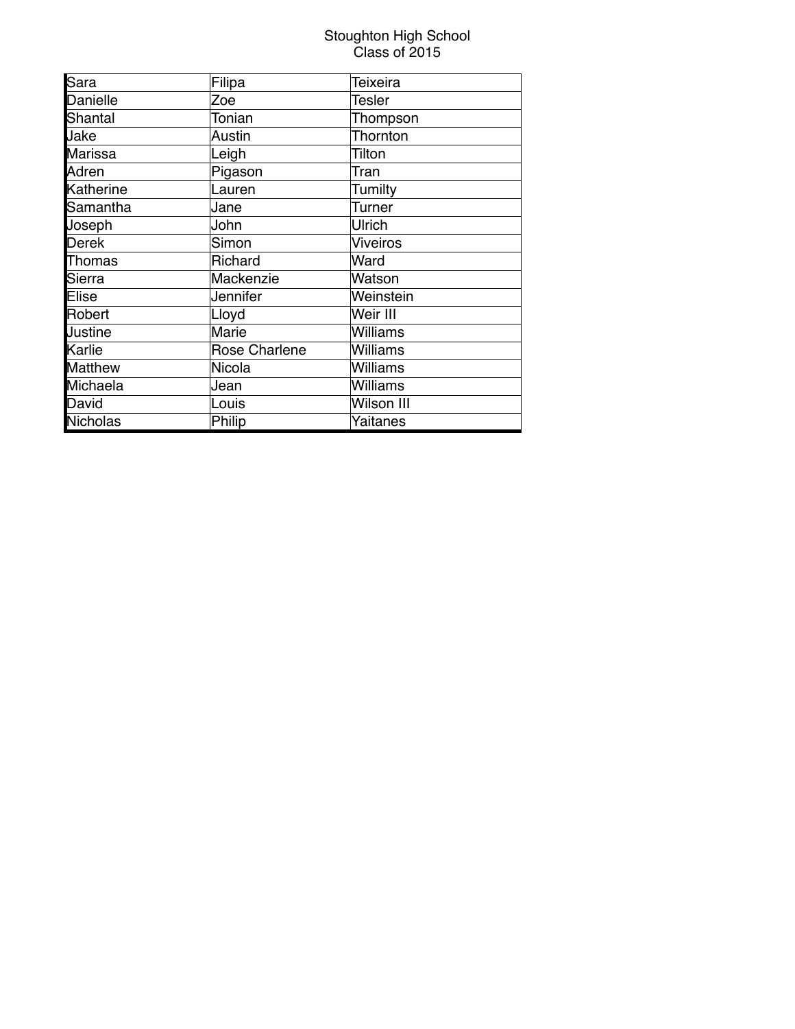Stoughton High School
Class of 2015

| | | |
|---|---|---|
| Sara | Filipa | Teixeira |
| Danielle | Zoe | Tesler |
| Shantal | Tonian | Thompson |
| Jake | Austin | Thornton |
| Marissa | Leigh | Tilton |
| Adren | Pigason | Tran |
| Katherine | Lauren | Tumilty |
| Samantha | Jane | Turner |
| Joseph | John | Ulrich |
| Derek | Simon | Viveiros |
| Thomas | Richard | Ward |
| Sierra | Mackenzie | Watson |
| Elise | Jennifer | Weinstein |
| Robert | Lloyd | Weir III |
| Justine | Marie | Williams |
| Karlie | Rose Charlene | Williams |
| Matthew | Nicola | Williams |
| Michaela | Jean | Williams |
| David | Louis | Wilson III |
| Nicholas | Philip | Yaitanes |